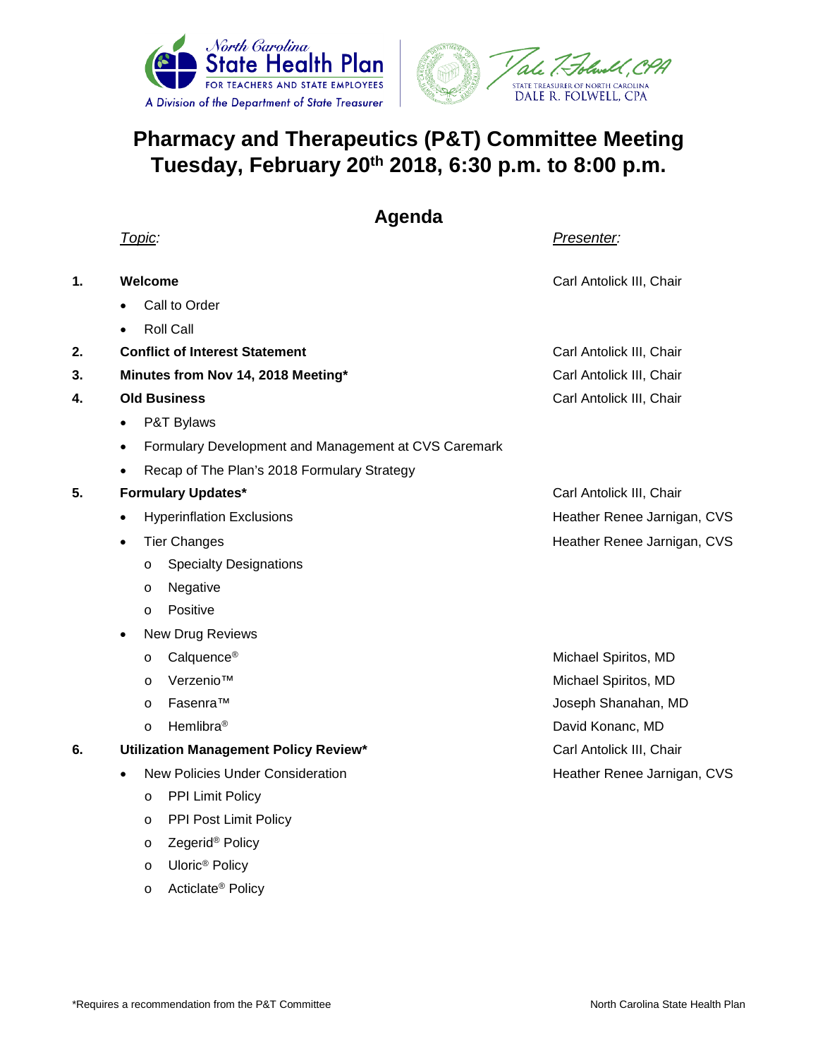North Carolina State Health Plan FOR TEACHERS AND STATE EMPLOYEES
A Division of the Department of State Treasurer

STATE TREASURER OF NORTH CAROLINA
DALE R. FOLWELL, CPA

# Pharmacy and Therapeutics (P&T) Committee Meeting
# Tuesday, February 20th 2018, 6:30 p.m. to 8:00 p.m.

## Agenda

| | *Topic:* | *Presenter:* |
|---|---|---|
| **1.** | **Welcome** | Carl Antolick III, Chair |
| | • Call to Order | |
| | • Roll Call | |
| **2.** | **Conflict of Interest Statement** | Carl Antolick III, Chair |
| **3.** | **Minutes from Nov 14, 2018 Meeting*** | Carl Antolick III, Chair |
| **4.** | **Old Business** | Carl Antolick III, Chair |
| | • P&T Bylaws | |
| | • Formulary Development and Management at CVS Caremark | |
| | • Recap of The Plan's 2018 Formulary Strategy | |
| **5.** | **Formulary Updates*** | Carl Antolick III, Chair |
| | • Hyperinflation Exclusions | Heather Renee Jarnigan, CVS |
| | • Tier Changes | Heather Renee Jarnigan, CVS |
| | o Specialty Designations | |
| | o Negative | |
| | o Positive | |
| | • New Drug Reviews | |
| | o Calquence® | Michael Spiritos, MD |
| | o Verzenio™ | Michael Spiritos, MD |
| | o Fasenra™ | Joseph Shanahan, MD |
| | o Hemlibra® | David Konanc, MD |
| **6.** | **Utilization Management Policy Review*** | Carl Antolick III, Chair |
| | • New Policies Under Consideration | Heather Renee Jarnigan, CVS |
| | o PPI Limit Policy | |
| | o PPI Post Limit Policy | |
| | o Zegerid® Policy | |
| | o Uloric® Policy | |
| | o Acticlate® Policy | |

*Requires a recommendation from the P&T Committee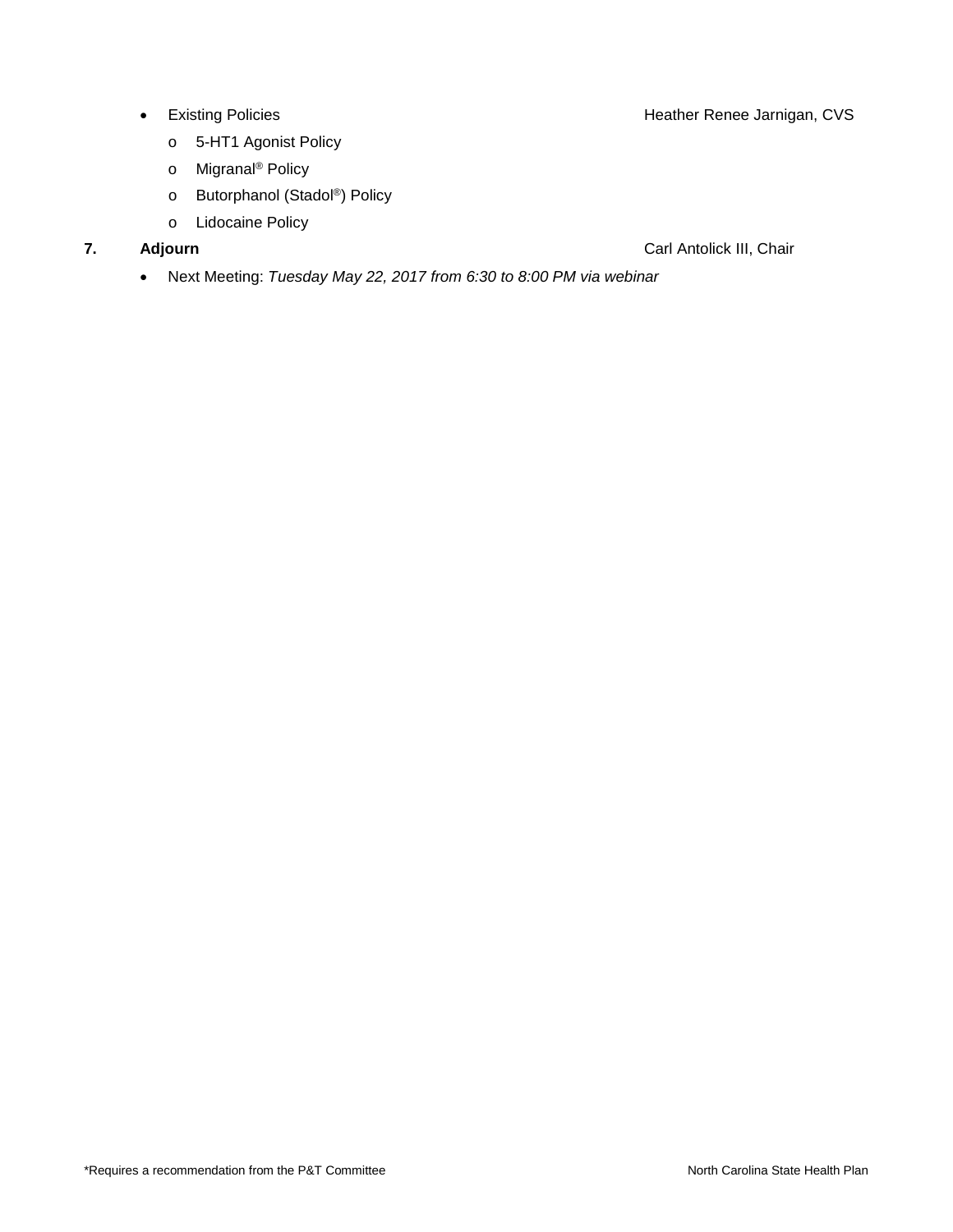- Existing Policies — Heather Renee Jarnigan, CVS
  - 5-HT1 Agonist Policy
  - Migranal® Policy
  - Butorphanol (Stadol®) Policy
  - Lidocaine Policy

**7. Adjourn** — Carl Antolick III, Chair

- Next Meeting: *Tuesday May 22, 2017 from 6:30 to 8:00 PM via webinar*

*Requires a recommendation from the P&T Committee

North Carolina State Health Plan